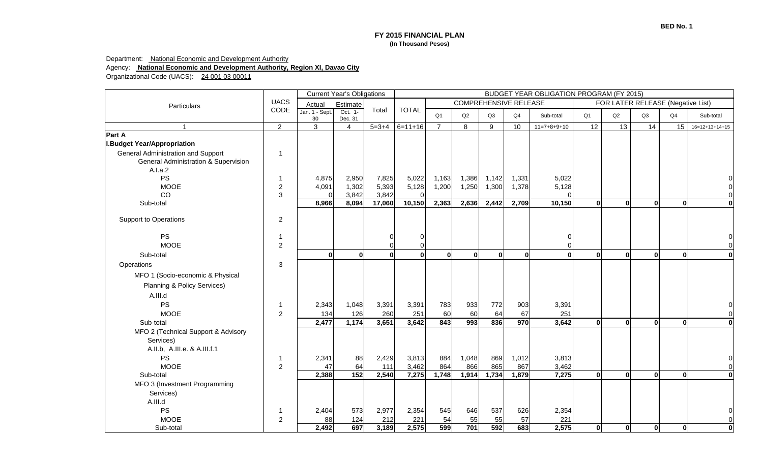BED No. 1

# FY 2015 FINANCIAL PLAN
**(In Thousand Pesos)**

Department: National Economic and Development Authority
Agency: **National Economic and Development Authority, Region XI, Davao City**
Organizational Code (UACS): 24 001 03 00011

| Particulars | UACS CODE | Current Year's Obligations | | | BUDGET YEAR OBLIGATION PROGRAM (FY 2015) | | | | | | | | | | |
|---|---|---|---|---|---|---|---|---|---|---|---|---|---|---|---|
| | | Actual | Estimate | Total | TOTAL | COMPREHENSIVE RELEASE | | | | | FOR LATER RELEASE (Negative List) | | | | |
| | | Jan. 1 - Sept. 30 | Oct. 1- Dec. 31 | | | Q1 | Q2 | Q3 | Q4 | Sub-total | Q1 | Q2 | Q3 | Q4 | Sub-total |
| 1 | 2 | 3 | 4 | 5=3+4 | 6=11+16 | 7 | 8 | 9 | 10 | 11=7+8+9+10 | 12 | 13 | 14 | 15 | 16=12+13+14+15 |
| **Part A** | | | | | | | | | | | | | | | |
| **I.Budget Year/Appropriation** | | | | | | | | | | | | | | | |
| General Administration and Support | 1 | | | | | | | | | | | | | | |
| General Administration & Supervision | | | | | | | | | | | | | | | |
| A.I.a.2 | | | | | | | | | | | | | | | |
| PS | 1 | 4,875 | 2,950 | 7,825 | 5,022 | 1,163 | 1,386 | 1,142 | 1,331 | 5,022 | | | | | 0 |
| MOOE | 2 | 4,091 | 1,302 | 5,393 | 5,128 | 1,200 | 1,250 | 1,300 | 1,378 | 5,128 | | | | | 0 |
| CO | 3 | 0 | 3,842 | 3,842 | 0 | | | | | 0 | | | | | 0 |
| Sub-total | | **8,966** | **8,094** | **17,060** | **10,150** | **2,363** | **2,636** | **2,442** | **2,709** | **10,150** | **0** | **0** | **0** | **0** | **0** |
| Support to Operations | 2 | | | | | | | | | | | | | | |
| PS | 1 | | | 0 | 0 | | | | | 0 | | | | | 0 |
| MOOE | 2 | | | 0 | 0 | | | | | 0 | | | | | 0 |
| Sub-total | | **0** | **0** | **0** | **0** | **0** | **0** | **0** | **0** | **0** | **0** | **0** | **0** | **0** | **0** |
| Operations | 3 | | | | | | | | | | | | | | |
| MFO 1 (Socio-economic & Physical Planning & Policy Services) | | | | | | | | | | | | | | | |
| A.III.d | | | | | | | | | | | | | | | |
| PS | 1 | 2,343 | 1,048 | 3,391 | 3,391 | 783 | 933 | 772 | 903 | 3,391 | | | | | 0 |
| MOOE | 2 | 134 | 126 | 260 | 251 | 60 | 60 | 64 | 67 | 251 | | | | | 0 |
| Sub-total | | **2,477** | **1,174** | **3,651** | **3,642** | **843** | **993** | **836** | **970** | **3,642** | **0** | **0** | **0** | **0** | **0** |
| MFO 2 (Technical Support & Advisory Services) | | | | | | | | | | | | | | | |
| A.II.b, A.III.e. & A.III.f.1 | | | | | | | | | | | | | | | |
| PS | 1 | 2,341 | 88 | 2,429 | 3,813 | 884 | 1,048 | 869 | 1,012 | 3,813 | | | | | 0 |
| MOOE | 2 | 47 | 64 | 111 | 3,462 | 864 | 866 | 865 | 867 | 3,462 | | | | | 0 |
| Sub-total | | **2,388** | **152** | **2,540** | **7,275** | **1,748** | **1,914** | **1,734** | **1,879** | **7,275** | **0** | **0** | **0** | **0** | **0** |
| MFO 3 (Investment Programming Services) | | | | | | | | | | | | | | | |
| A.III.d | | | | | | | | | | | | | | | |
| PS | 1 | 2,404 | 573 | 2,977 | 2,354 | 545 | 646 | 537 | 626 | 2,354 | | | | | 0 |
| MOOE | 2 | 88 | 124 | 212 | 221 | 54 | 55 | 55 | 57 | 221 | | | | | 0 |
| Sub-total | | **2,492** | **697** | **3,189** | **2,575** | **599** | **701** | **592** | **683** | **2,575** | **0** | **0** | **0** | **0** | **0** |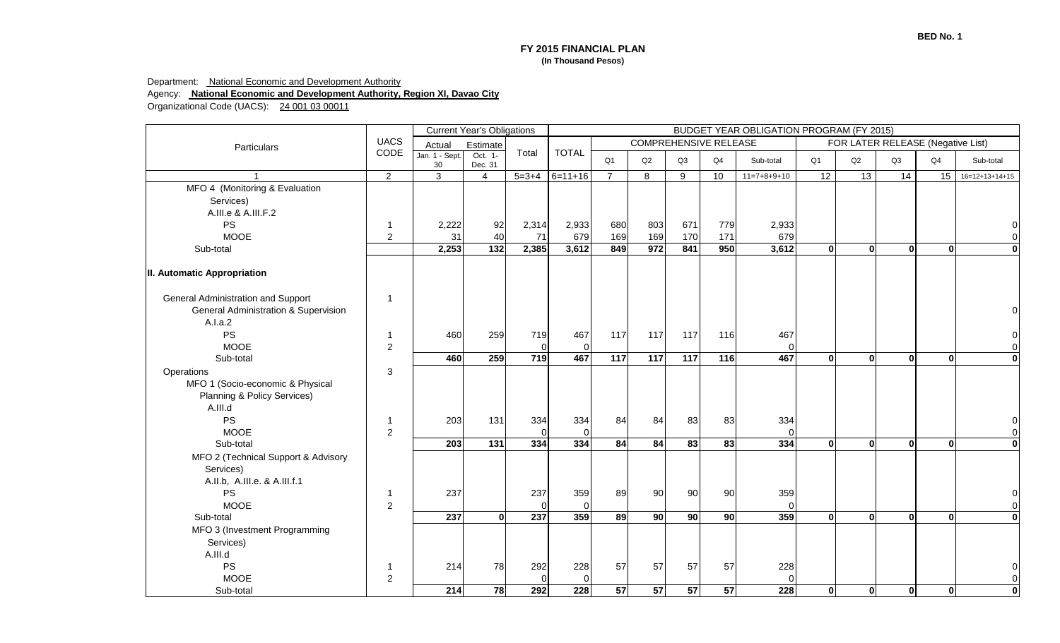BED No. 1

**FY 2015 FINANCIAL PLAN**
**(In Thousand Pesos)**

Department: National Economic and Development Authority
Agency: **National Economic and Development Authority, Region XI, Davao City**
Organizational Code (UACS): 24 001 03 00011

| Particulars | UACS CODE | Current Year's Obligations | | | BUDGET YEAR OBLIGATION PROGRAM (FY 2015) | | | | | | | | | | | |
|---|---|---|---|---|---|---|---|---|---|---|---|---|---|---|---|---|
| | | Actual | Estimate | Total | TOTAL | COMPREHENSIVE RELEASE | | | | | FOR LATER RELEASE (Negative List) | | | | | |
| | | Jan. 1 - Sept. 30 | Oct. 1- Dec. 31 | | | Q1 | Q2 | Q3 | Q4 | Sub-total | Q1 | Q2 | Q3 | Q4 | Sub-total | |
| 1 | 2 | 3 | 4 | 5=3+4 | 6=11+16 | 7 | 8 | 9 | 10 | 11=7+8+9+10 | 12 | 13 | 14 | 15 | 16=12+13+14+15 | |
| MFO 4 (Monitoring & Evaluation Services) | | | | | | | | | | | | | | | | |
| A.III.e & A.III.F.2 | | | | | | | | | | | | | | | | |
| PS | 1 | 2,222 | 92 | 2,314 | 2,933 | 680 | 803 | 671 | 779 | 2,933 | | | | | 0 | |
| MOOE | 2 | 31 | 40 | 71 | 679 | 169 | 169 | 170 | 171 | 679 | | | | | 0 | |
| Sub-total | | **2,253** | **132** | **2,385** | **3,612** | **849** | **972** | **841** | **950** | **3,612** | **0** | **0** | **0** | **0** | **0** | |
| **II. Automatic Appropriation** | | | | | | | | | | | | | | | | |
| General Administration and Support | 1 | | | | | | | | | | | | | | | |
| General Administration & Supervision | | | | | | | | | | | | | | | 0 | |
| A.I.a.2 | | | | | | | | | | | | | | | | |
| PS | 1 | 460 | 259 | 719 | 467 | 117 | 117 | 117 | 116 | 467 | | | | | 0 | |
| MOOE | 2 | | | 0 | 0 | | | | | 0 | | | | | 0 | |
| Sub-total | | **460** | **259** | **719** | **467** | **117** | **117** | **117** | **116** | **467** | **0** | **0** | **0** | **0** | **0** | |
| Operations | 3 | | | | | | | | | | | | | | | |
| MFO 1 (Socio-economic & Physical Planning & Policy Services) | | | | | | | | | | | | | | | | |
| A.III.d | | | | | | | | | | | | | | | | |
| PS | 1 | 203 | 131 | 334 | 334 | 84 | 84 | 83 | 83 | 334 | | | | | 0 | |
| MOOE | 2 | | | 0 | 0 | | | | | 0 | | | | | 0 | |
| Sub-total | | **203** | **131** | **334** | **334** | **84** | **84** | **83** | **83** | **334** | **0** | **0** | **0** | **0** | **0** | |
| MFO 2 (Technical Support & Advisory Services) | | | | | | | | | | | | | | | | |
| A.II.b, A.III.e. & A.III.f.1 | | | | | | | | | | | | | | | | |
| PS | 1 | 237 | | 237 | 359 | 89 | 90 | 90 | 90 | 359 | | | | | 0 | |
| MOOE | 2 | | | 0 | 0 | | | | | 0 | | | | | 0 | |
| Sub-total | | **237** | **0** | **237** | **359** | **89** | **90** | **90** | **90** | **359** | **0** | **0** | **0** | **0** | **0** | |
| MFO 3 (Investment Programming Services) | | | | | | | | | | | | | | | | |
| A.III.d | | | | | | | | | | | | | | | | |
| PS | 1 | 214 | 78 | 292 | 228 | 57 | 57 | 57 | 57 | 228 | | | | | 0 | |
| MOOE | 2 | | | 0 | 0 | | | | | 0 | | | | | 0 | |
| Sub-total | | **214** | **78** | **292** | **228** | **57** | **57** | **57** | **57** | **228** | **0** | **0** | **0** | **0** | **0** | |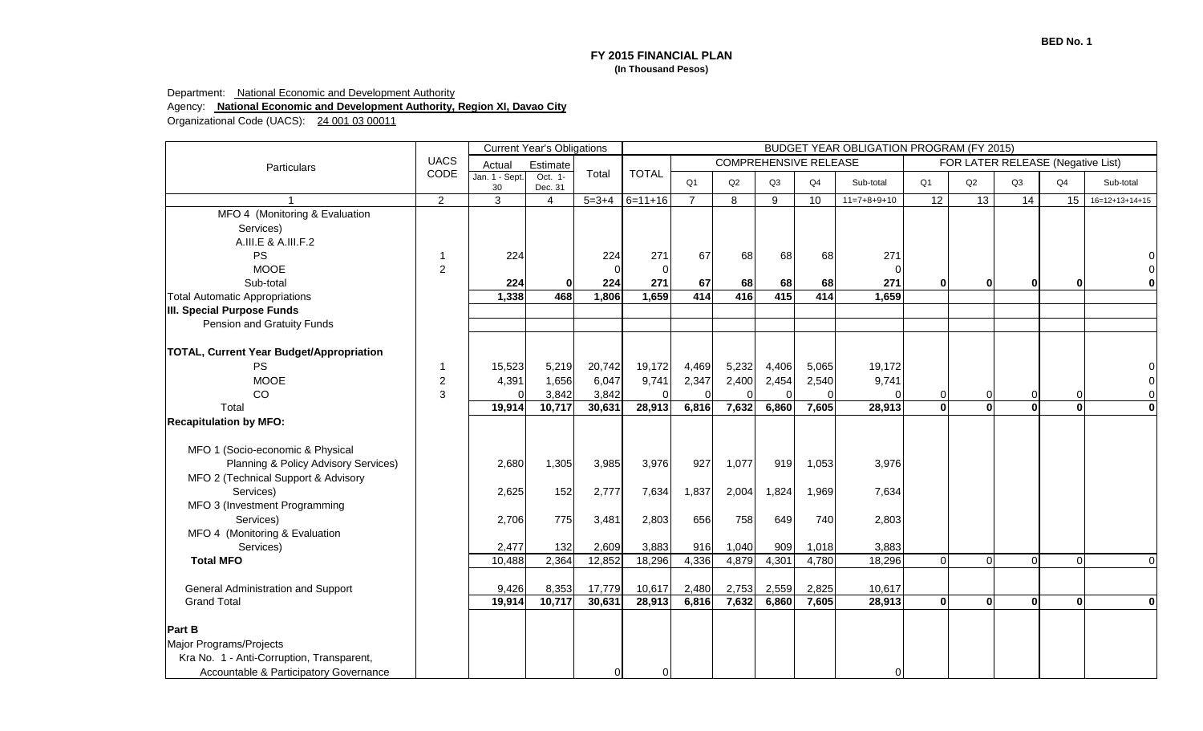BED No. 1

**FY 2015 FINANCIAL PLAN**
**(In Thousand Pesos)**

Department: National Economic and Development Authority
Agency: **National Economic and Development Authority, Region XI, Davao City**
Organizational Code (UACS): 24 001 03 00011

| Particulars | UACS CODE | Current Year's Obligations | | | BUDGET YEAR OBLIGATION PROGRAM (FY 2015) | | | | | | | | | | |
|---|---|---|---|---|---|---|---|---|---|---|---|---|---|---|---|
| | | Actual | Estimate | Total | TOTAL | COMPREHENSIVE RELEASE | | | | | FOR LATER RELEASE (Negative List) | | | | |
| | | Jan. 1 - Sept. 30 | Oct. 1- Dec. 31 | | | Q1 | Q2 | Q3 | Q4 | Sub-total | Q1 | Q2 | Q3 | Q4 | Sub-total |
| 1 | 2 | 3 | 4 | 5=3+4 | 6=11+16 | 7 | 8 | 9 | 10 | 11=7+8+9+10 | 12 | 13 | 14 | 15 | 16=12+13+14+15 |
| MFO 4 (Monitoring & Evaluation Services) | | | | | | | | | | | | | | | |
| A.III.E & A.III.F.2 | | | | | | | | | | | | | | | |
| PS | 1 | 224 | | 224 | 271 | 67 | 68 | 68 | 68 | 271 | | | | | 0 |
| MOOE | 2 | | | 0 | 0 | | | | | 0 | | | | | 0 |
| Sub-total | | **224** | **0** | **224** | **271** | **67** | **68** | **68** | **68** | **271** | **0** | **0** | **0** | **0** | **0** |
| Total Automatic Appropriations | | **1,338** | **468** | **1,806** | **1,659** | **414** | **416** | **415** | **414** | **1,659** | | | | | |
| **III. Special Purpose Funds** | | | | | | | | | | | | | | | |
| Pension and Gratuity Funds | | | | | | | | | | | | | | | |
| **TOTAL, Current Year Budget/Appropriation** | | | | | | | | | | | | | | | |
| PS | 1 | 15,523 | 5,219 | 20,742 | 19,172 | 4,469 | 5,232 | 4,406 | 5,065 | 19,172 | | | | | 0 |
| MOOE | 2 | 4,391 | 1,656 | 6,047 | 9,741 | 2,347 | 2,400 | 2,454 | 2,540 | 9,741 | | | | | 0 |
| CO | 3 | 0 | 3,842 | 3,842 | 0 | 0 | 0 | 0 | 0 | 0 | 0 | 0 | 0 | 0 | 0 |
| Total | | **19,914** | **10,717** | **30,631** | **28,913** | **6,816** | **7,632** | **6,860** | **7,605** | **28,913** | **0** | **0** | **0** | **0** | **0** |
| **Recapitulation by MFO:** | | | | | | | | | | | | | | | |
| MFO 1 (Socio-economic & Physical Planning & Policy Advisory Services) | | 2,680 | 1,305 | 3,985 | 3,976 | 927 | 1,077 | 919 | 1,053 | 3,976 | | | | | |
| MFO 2 (Technical Support & Advisory Services) | | 2,625 | 152 | 2,777 | 7,634 | 1,837 | 2,004 | 1,824 | 1,969 | 7,634 | | | | | |
| MFO 3 (Investment Programming Services) | | 2,706 | 775 | 3,481 | 2,803 | 656 | 758 | 649 | 740 | 2,803 | | | | | |
| MFO 4 (Monitoring & Evaluation Services) | | 2,477 | 132 | 2,609 | 3,883 | 916 | 1,040 | 909 | 1,018 | 3,883 | | | | | |
| **Total MFO** | | 10,488 | 2,364 | 12,852 | 18,296 | 4,336 | 4,879 | 4,301 | 4,780 | 18,296 | 0 | 0 | 0 | 0 | 0 |
| General Administration and Support | | 9,426 | 8,353 | 17,779 | 10,617 | 2,480 | 2,753 | 2,559 | 2,825 | 10,617 | | | | | |
| Grand Total | | **19,914** | **10,717** | **30,631** | **28,913** | **6,816** | **7,632** | **6,860** | **7,605** | **28,913** | **0** | **0** | **0** | **0** | **0** |
| **Part B** | | | | | | | | | | | | | | | |
| Major Programs/Projects | | | | | | | | | | | | | | | |
| Kra No. 1 - Anti-Corruption, Transparent, Accountable & Participatory Governance | | | | 0 | 0 | | | | | 0 | | | | | |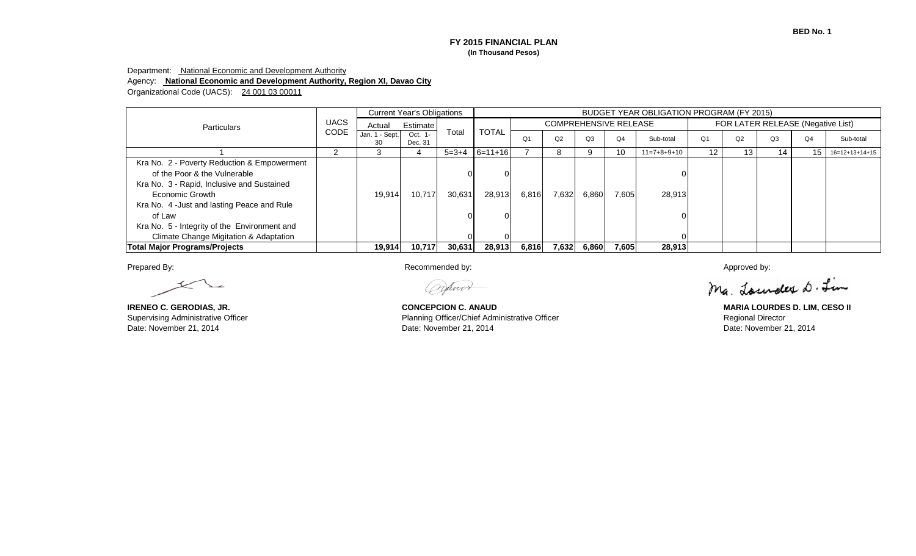BED No. 1

# FY 2015 FINANCIAL PLAN
**(In Thousand Pesos)**

Department: National Economic and Development Authority
Agency: **National Economic and Development Authority, Region XI, Davao City**
Organizational Code (UACS): 24 001 03 00011

| Particulars | UACS CODE | Current Year's Obligations | | | BUDGET YEAR OBLIGATION PROGRAM (FY 2015) | | | | | | | | | | |
|---|---|---|---|---|---|---|---|---|---|---|---|---|---|---|---|
| | | Actual | Estimate | Total | TOTAL | COMPREHENSIVE RELEASE | | | | | FOR LATER RELEASE (Negative List) | | | | |
| | | Jan. 1 - Sept. 30 | Oct. 1- Dec. 31 | | | Q1 | Q2 | Q3 | Q4 | Sub-total | Q1 | Q2 | Q3 | Q4 | Sub-total |
| 1 | 2 | 3 | 4 | 5=3+4 | 6=11+16 | 7 | 8 | 9 | 10 | 11=7+8+9+10 | 12 | 13 | 14 | 15 | 16=12+13+14+15 |
| Kra No. 2 - Poverty Reduction & Empowerment of the Poor & the Vulnerable | | | | 0 | 0 | | | | | 0 | | | | | |
| Kra No. 3 - Rapid, Inclusive and Sustained Economic Growth | | 19,914 | 10,717 | 30,631 | 28,913 | 6,816 | 7,632 | 6,860 | 7,605 | 28,913 | | | | | |
| Kra No. 4 -Just and lasting Peace and Rule of Law | | | | 0 | 0 | | | | | 0 | | | | | |
| Kra No. 5 - Integrity of the Environment and Climate Change Migitation & Adaptation | | | | 0 | 0 | | | | | 0 | | | | | |
| **Total Major Programs/Projects** | | **19,914** | **10,717** | **30,631** | **28,913** | **6,816** | **7,632** | **6,860** | **7,605** | **28,913** | | | | | |

Prepared By:

**IRENEO C. GERODIAS, JR.**
Supervising Administrative Officer
Date: November 21, 2014

Recommended by:

**CONCEPCION C. ANAUD**
Planning Officer/Chief Administrative Officer
Date: November 21, 2014

Approved by:

**MARIA LOURDES D. LIM, CESO II**
Regional Director
Date: November 21, 2014